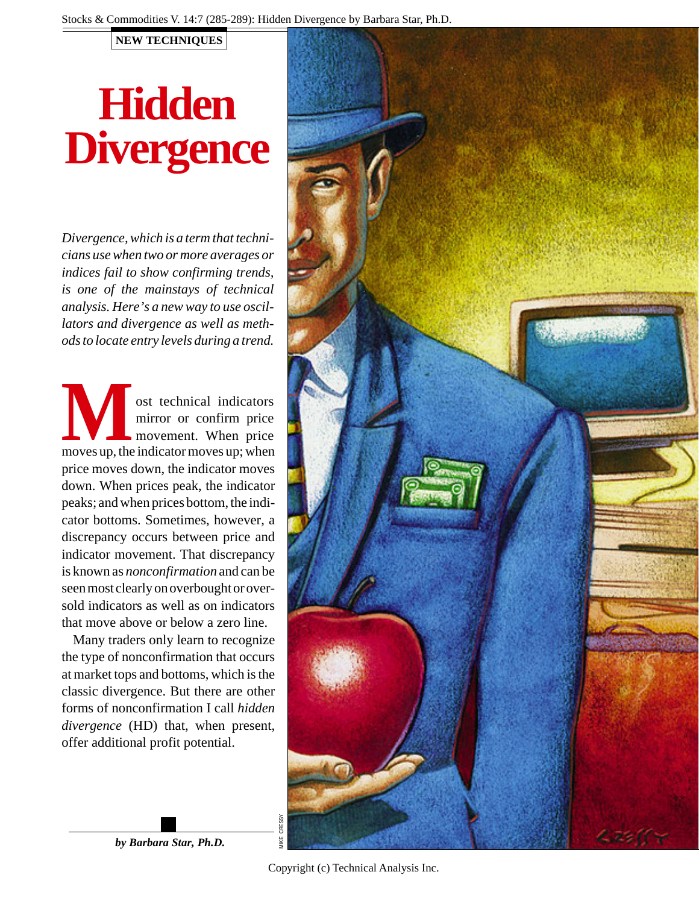NEW TECHNIQUES

# Hidden Divergence

*Divergence, which is a term that technicians use when two or more averages or indices fail to show confirming trends, is one of the mainstays of technical analysis. Here's a new way to use oscillators and divergence as well as methods to locate entry levels during a trend.*

Most technical indicators mirror or confirm price movement. When price moves up, the indicator moves up; when price moves down, the indicator moves down. When prices peak, the indicator peaks; and when prices bottom, the indicator bottoms. Sometimes, however, a discrepancy occurs between price and indicator movement. That discrepancy is known as *nonconfirmation* and can be seen most clearly on overbought or oversold indicators as well as on indicators that move above or below a zero line.

Many traders only learn to recognize the type of nonconfirmation that occurs at market tops and bottoms, which is the classic divergence. But there are other forms of nonconfirmation I call *hidden divergence* (HD) that, when present, offer additional profit potential.

***by Barbara Star, Ph.D.***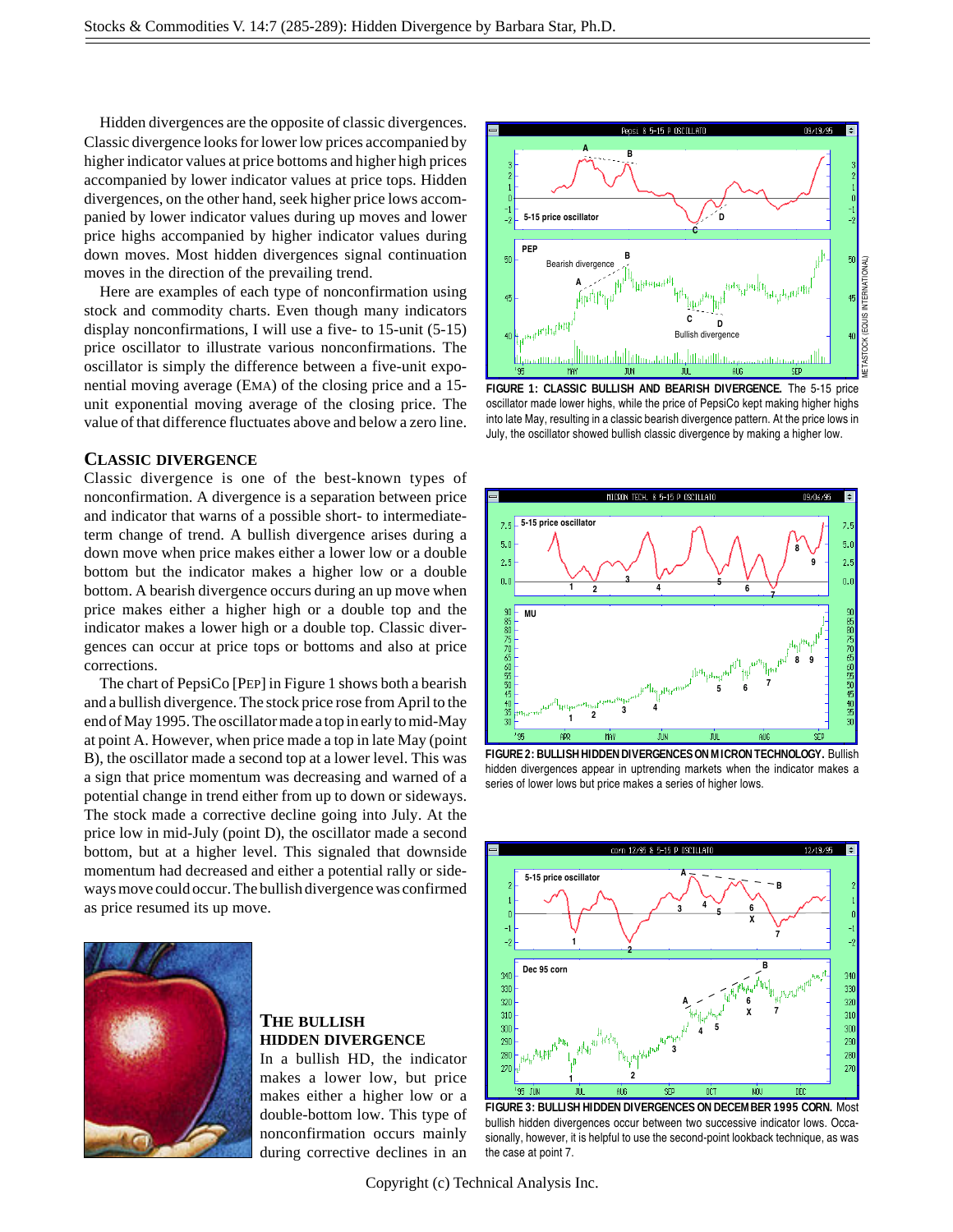Hidden divergences are the opposite of classic divergences. Classic divergence looks for lower low prices accompanied by higher indicator values at price bottoms and higher high prices accompanied by lower indicator values at price tops. Hidden divergences, on the other hand, seek higher price lows accompanied by lower indicator values during up moves and lower price highs accompanied by higher indicator values during down moves. Most hidden divergences signal continuation moves in the direction of the prevailing trend.

Here are examples of each type of nonconfirmation using stock and commodity charts. Even though many indicators display nonconfirmations, I will use a five- to 15-unit (5-15) price oscillator to illustrate various nonconfirmations. The oscillator is simply the difference between a five-unit exponential moving average (EMA) of the closing price and a 15-unit exponential moving average of the closing price. The value of that difference fluctuates above and below a zero line.

## CLASSIC DIVERGENCE

Classic divergence is one of the best-known types of nonconfirmation. A divergence is a separation between price and indicator that warns of a possible short- to intermediate-term change of trend. A bullish divergence arises during a down move when price makes either a lower low or a double bottom but the indicator makes a higher low or a double bottom. A bearish divergence occurs during an up move when price makes either a higher high or a double top and the indicator makes a lower high or a double top. Classic divergences can occur at price tops or bottoms and also at price corrections.

The chart of PepsiCo [PEP] in Figure 1 shows both a bearish and a bullish divergence. The stock price rose from April to the end of May 1995. The oscillator made a top in early to mid-May at point A. However, when price made a top in late May (point B), the oscillator made a second top at a lower level. This was a sign that price momentum was decreasing and warned of a potential change in trend either from up to down or sideways. The stock made a corrective decline going into July. At the price low in mid-July (point D), the oscillator made a second bottom, but at a higher level. This signaled that downside momentum had decreased and either a potential rally or sideways move could occur. The bullish divergence was confirmed as price resumed its up move.

**FIGURE 1: CLASSIC BULLISH AND BEARISH DIVERGENCE.** The 5-15 price oscillator made lower highs, while the price of PepsiCo kept making higher highs into late May, resulting in a classic bearish divergence pattern. At the price lows in July, the oscillator showed bullish classic divergence by making a higher low.

**FIGURE 2: BULLISH HIDDEN DIVERGENCES ON MICRON TECHNOLOGY.** Bullish hidden divergences appear in uptrending markets when the indicator makes a series of lower lows but price makes a series of higher lows.

**FIGURE 3: BULLISH HIDDEN DIVERGENCES ON DECEMBER 1995 CORN.** Most bullish hidden divergences occur between two successive indicator lows. Occasionally, however, it is helpful to use the second-point lookback technique, as was the case at point 7.

## THE BULLISH HIDDEN DIVERGENCE

In a bullish HD, the indicator makes a lower low, but price makes either a higher low or a double-bottom low. This type of nonconfirmation occurs mainly during corrective declines in an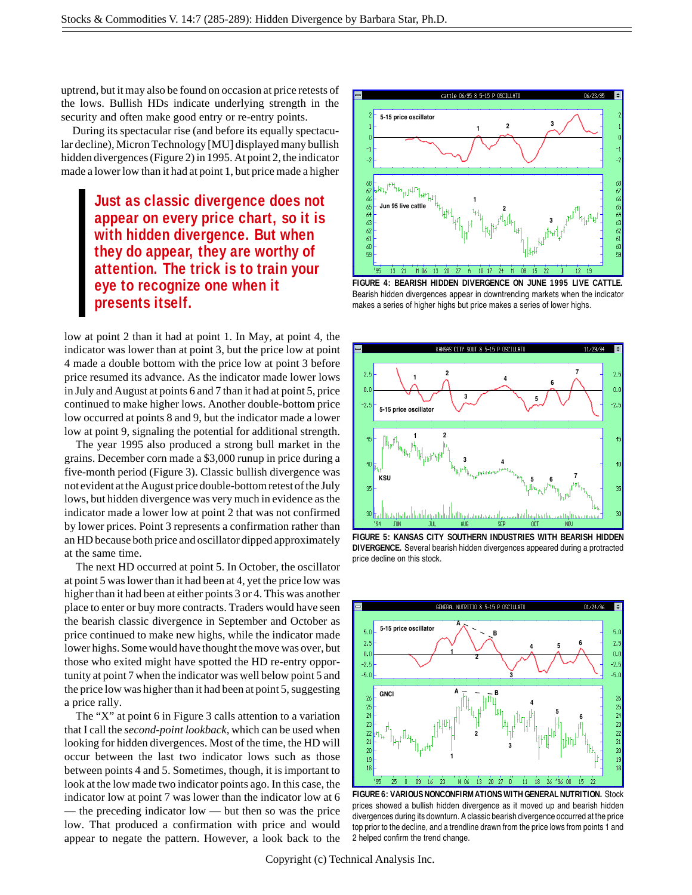uptrend, but it may also be found on occasion at price retests of the lows. Bullish HDs indicate underlying strength in the security and often make good entry or re-entry points.

During its spectacular rise (and before its equally spectacular decline), Micron Technology [MU] displayed many bullish hidden divergences (Figure 2) in 1995. At point 2, the indicator made a lower low than it had at point 1, but price made a higher low at point 2 than it had at point 1. In May, at point 4, the indicator was lower than at point 3, but the price low at point 4 made a double bottom with the price low at point 3 before price resumed its advance. As the indicator made lower lows in July and August at points 6 and 7 than it had at point 5, price continued to make higher lows. Another double-bottom price low occurred at points 8 and 9, but the indicator made a lower low at point 9, signaling the potential for additional strength.

> **Just as classic divergence does not appear on every price chart, so it is with hidden divergence. But when they do appear, they are worthy of attention. The trick is to train your eye to recognize one when it presents itself.**

The year 1995 also produced a strong bull market in the grains. December corn made a $3,000 runup in price during a five-month period (Figure 3). Classic bullish divergence was not evident at the August price double-bottom retest of the July lows, but hidden divergence was very much in evidence as the indicator made a lower low at point 2 that was not confirmed by lower prices. Point 3 represents a confirmation rather than an HD because both price and oscillator dipped approximately at the same time.

The next HD occurred at point 5. In October, the oscillator at point 5 was lower than it had been at 4, yet the price low was higher than it had been at either points 3 or 4. This was another place to enter or buy more contracts. Traders would have seen the bearish classic divergence in September and October as price continued to make new highs, while the indicator made lower highs. Some would have thought the move was over, but those who exited might have spotted the HD re-entry opportunity at point 7 when the indicator was well below point 5 and the price low was higher than it had been at point 5, suggesting a price rally.

The "X" at point 6 in Figure 3 calls attention to a variation that I call the *second-point lookback*, which can be used when looking for hidden divergences. Most of the time, the HD will occur between the last two indicator lows such as those between points 4 and 5. Sometimes, though, it is important to look at the low made two indicator points ago. In this case, the indicator low at point 7 was lower than the indicator low at 6 — the preceding indicator low — but then so was the price low. That produced a confirmation with price and would appear to negate the pattern. However, a look back to the

**FIGURE 4: BEARISH HIDDEN DIVERGENCE ON JUNE 1995 LIVE CATTLE.** Bearish hidden divergences appear in downtrending markets when the indicator makes a series of higher highs but price makes a series of lower highs.

**FIGURE 5: KANSAS CITY SOUTHERN INDUSTRIES WITH BEARISH HIDDEN DIVERGENCE.** Several bearish hidden divergences appeared during a protracted price decline on this stock.

**FIGURE 6: VARIOUS NONCONFIRMATIONS WITH GENERAL NUTRITION.** Stock prices showed a bullish hidden divergence as it moved up and bearish hidden divergences during its downturn. A classic bearish divergence occurred at the price top prior to the decline, and a trendline drawn from the price lows from points 1 and 2 helped confirm the trend change.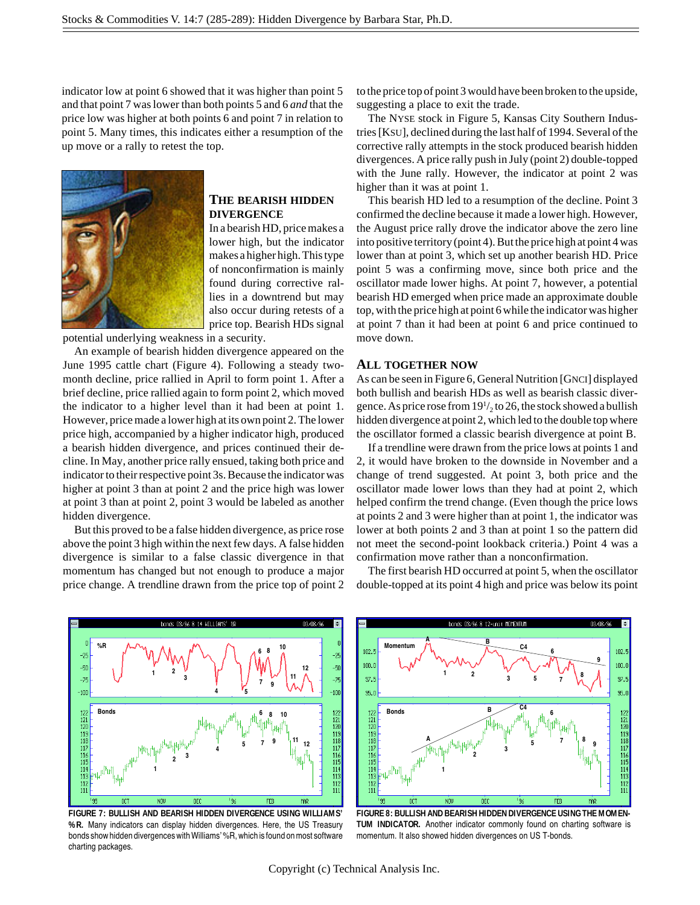indicator low at point 6 showed that it was higher than point 5 and that point 7 was lower than both points 5 and 6 *and* that the price low was higher at both points 6 and point 7 in relation to point 5. Many times, this indicates either a resumption of the up move or a rally to retest the top.

## THE BEARISH HIDDEN DIVERGENCE

In a bearish HD, price makes a lower high, but the indicator makes a higher high. This type of nonconfirmation is mainly found during corrective rallies in a downtrend but may also occur during retests of a price top. Bearish HDs signal potential underlying weakness in a security.

An example of bearish hidden divergence appeared on the June 1995 cattle chart (Figure 4). Following a steady two-month decline, price rallied in April to form point 1. After a brief decline, price rallied again to form point 2, which moved the indicator to a higher level than it had been at point 1. However, price made a lower high at its own point 2. The lower price high, accompanied by a higher indicator high, produced a bearish hidden divergence, and prices continued their decline. In May, another price rally ensued, taking both price and indicator to their respective point 3s. Because the indicator was higher at point 3 than at point 2 and the price high was lower at point 3 than at point 2, point 3 would be labeled as another hidden divergence.

But this proved to be a false hidden divergence, as price rose above the point 3 high within the next few days. A false hidden divergence is similar to a false classic divergence in that momentum has changed but not enough to produce a major price change. A trendline drawn from the price top of point 2 to the price top of point 3 would have been broken to the upside, suggesting a place to exit the trade.

The NYSE stock in Figure 5, Kansas City Southern Industries [KSU], declined during the last half of 1994. Several of the corrective rally attempts in the stock produced bearish hidden divergences. A price rally push in July (point 2) double-topped with the June rally. However, the indicator at point 2 was higher than it was at point 1.

This bearish HD led to a resumption of the decline. Point 3 confirmed the decline because it made a lower high. However, the August price rally drove the indicator above the zero line into positive territory (point 4). But the price high at point 4 was lower than at point 3, which set up another bearish HD. Price point 5 was a confirming move, since both price and the oscillator made lower highs. At point 7, however, a potential bearish HD emerged when price made an approximate double top, with the price high at point 6 while the indicator was higher at point 7 than it had been at point 6 and price continued to move down.

## ALL TOGETHER NOW

As can be seen in Figure 6, General Nutrition [GNCI] displayed both bullish and bearish HDs as well as bearish classic divergence. As price rose from $19^{1}/_{2}$ to 26, the stock showed a bullish hidden divergence at point 2, which led to the double top where the oscillator formed a classic bearish divergence at point B.

If a trendline were drawn from the price lows at points 1 and 2, it would have broken to the downside in November and a change of trend suggested. At point 3, both price and the oscillator made lower lows than they had at point 2, which helped confirm the trend change. (Even though the price lows at points 2 and 3 were higher than at point 1, the indicator was lower at both points 2 and 3 than at point 1 so the pattern did not meet the second-point lookback criteria.) Point 4 was a confirmation move rather than a nonconfirmation.

The first bearish HD occurred at point 5, when the oscillator double-topped at its point 4 high and price was below its point

**FIGURE 7: BULLISH AND BEARISH HIDDEN DIVERGENCE USING WILLIAMS' %R.** Many indicators can display hidden divergences. Here, the US Treasury bonds show hidden divergences with Williams' %R, which is found on most software charting packages.

**FIGURE 8: BULLISH AND BEARISH HIDDEN DIVERGENCE USING THE MOMENTUM INDICATOR.** Another indicator commonly found on charting software is momentum. It also showed hidden divergences on US T-bonds.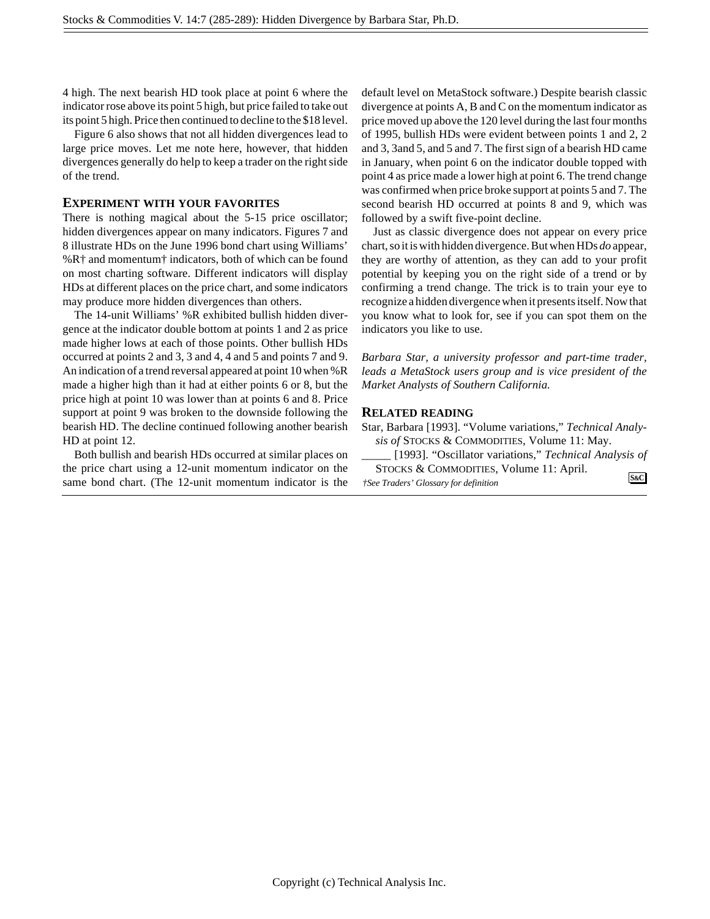4 high. The next bearish HD took place at point 6 where the indicator rose above its point 5 high, but price failed to take out its point 5 high. Price then continued to decline to the $18 level.

Figure 6 also shows that not all hidden divergences lead to large price moves. Let me note here, however, that hidden divergences generally do help to keep a trader on the right side of the trend.

## EXPERIMENT WITH YOUR FAVORITES

There is nothing magical about the 5-15 price oscillator; hidden divergences appear on many indicators. Figures 7 and 8 illustrate HDs on the June 1996 bond chart using Williams' %R† and momentum† indicators, both of which can be found on most charting software. Different indicators will display HDs at different places on the price chart, and some indicators may produce more hidden divergences than others.

The 14-unit Williams' %R exhibited bullish hidden divergence at the indicator double bottom at points 1 and 2 as price made higher lows at each of those points. Other bullish HDs occurred at points 2 and 3, 3 and 4, 4 and 5 and points 7 and 9. An indication of a trend reversal appeared at point 10 when %R made a higher high than it had at either points 6 or 8, but the price high at point 10 was lower than at points 6 and 8. Price support at point 9 was broken to the downside following the bearish HD. The decline continued following another bearish HD at point 12.

Both bullish and bearish HDs occurred at similar places on the price chart using a 12-unit momentum indicator on the same bond chart. (The 12-unit momentum indicator is the default level on MetaStock software.) Despite bearish classic divergence at points A, B and C on the momentum indicator as price moved up above the 120 level during the last four months of 1995, bullish HDs were evident between points 1 and 2, 2 and 3, 3and 5, and 5 and 7. The first sign of a bearish HD came in January, when point 6 on the indicator double topped with point 4 as price made a lower high at point 6. The trend change was confirmed when price broke support at points 5 and 7. The second bearish HD occurred at points 8 and 9, which was followed by a swift five-point decline.

Just as classic divergence does not appear on every price chart, so it is with hidden divergence. But when HDs *do* appear, they are worthy of attention, as they can add to your profit potential by keeping you on the right side of a trend or by confirming a trend change. The trick is to train your eye to recognize a hidden divergence when it presents itself. Now that you know what to look for, see if you can spot them on the indicators you like to use.

*Barbara Star, a university professor and part-time trader, leads a MetaStock users group and is vice president of the Market Analysts of Southern California.*

## RELATED READING

Star, Barbara [1993]. "Volume variations," *Technical Analysis of* STOCKS & COMMODITIES, Volume 11: May.

_____ [1993]. "Oscillator variations," *Technical Analysis of* STOCKS & COMMODITIES, Volume 11: April.

*†See Traders' Glossary for definition*

Copyright (c) Technical Analysis Inc.